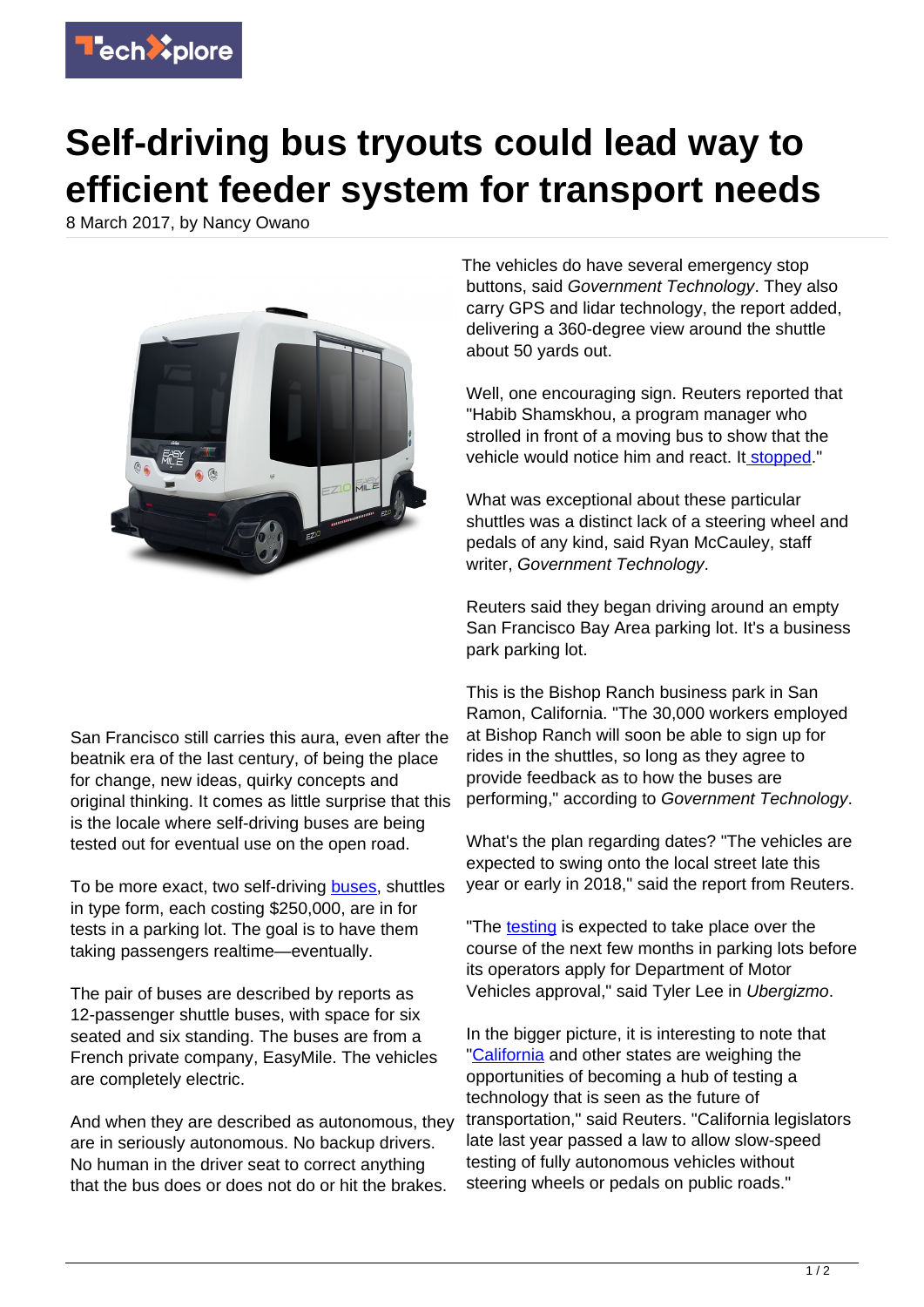# Self-driving bus tryouts could lead way to efficient feeder system for transport needs

8 March 2017, by Nancy Owano

San Francisco still carries this aura, even after the beatnik era of the last century, of being the place for change, new ideas, quirky concepts and original thinking. It comes as little surprise that this is the locale where self-driving buses are being tested out for eventual use on the open road.

To be more exact, two self-driving buses, shuttles in type form, each costing $250,000, are in for tests in a parking lot. The goal is to have them taking passengers realtime—eventually.

The pair of buses are described by reports as 12-passenger shuttle buses, with space for six seated and six standing. The buses are from a French private company, EasyMile. The vehicles are completely electric.

And when they are described as autonomous, they are in seriously autonomous. No backup drivers. No human in the driver seat to correct anything that the bus does or does not do or hit the brakes.

The vehicles do have several emergency stop buttons, said *Government Technology*. They also carry GPS and lidar technology, the report added, delivering a 360-degree view around the shuttle about 50 yards out.

Well, one encouraging sign. Reuters reported that "Habib Shamskhou, a program manager who strolled in front of a moving bus to show that the vehicle would notice him and react. It stopped."

What was exceptional about these particular shuttles was a distinct lack of a steering wheel and pedals of any kind, said Ryan McCauley, staff writer, *Government Technology*.

Reuters said they began driving around an empty San Francisco Bay Area parking lot. It's a business park parking lot.

This is the Bishop Ranch business park in San Ramon, California. "The 30,000 workers employed at Bishop Ranch will soon be able to sign up for rides in the shuttles, so long as they agree to provide feedback as to how the buses are performing," according to *Government Technology*.

What's the plan regarding dates? "The vehicles are expected to swing onto the local street late this year or early in 2018," said the report from Reuters.

"The testing is expected to take place over the course of the next few months in parking lots before its operators apply for Department of Motor Vehicles approval," said Tyler Lee in *Ubergizmo*.

In the bigger picture, it is interesting to note that "California and other states are weighing the opportunities of becoming a hub of testing a technology that is seen as the future of transportation," said Reuters. "California legislators late last year passed a law to allow slow-speed testing of fully autonomous vehicles without steering wheels or pedals on public roads."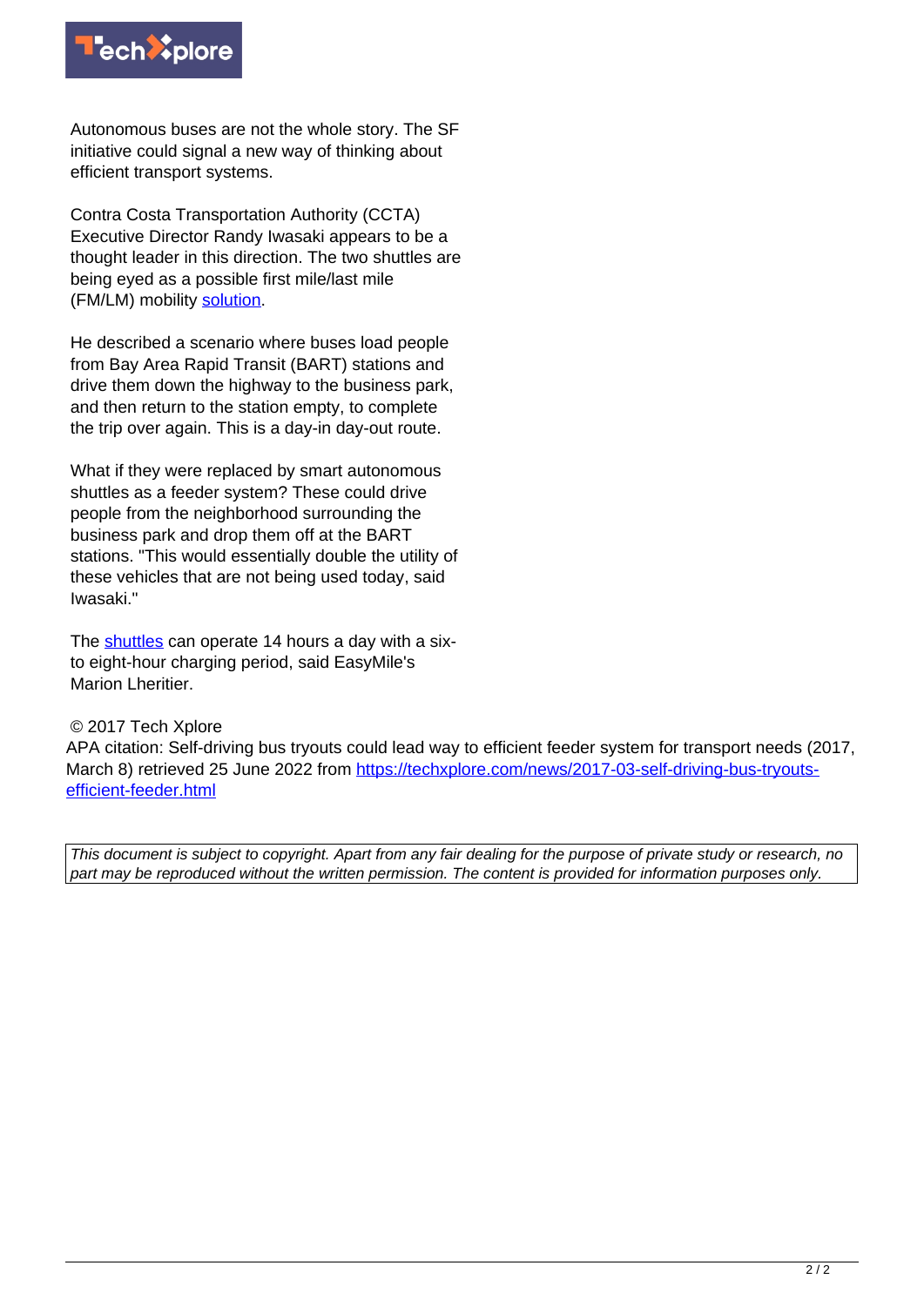Autonomous buses are not the whole story. The SF initiative could signal a new way of thinking about efficient transport systems.

Contra Costa Transportation Authority (CCTA) Executive Director Randy Iwasaki appears to be a thought leader in this direction. The two shuttles are being eyed as a possible first mile/last mile (FM/LM) mobility solution.

He described a scenario where buses load people from Bay Area Rapid Transit (BART) stations and drive them down the highway to the business park, and then return to the station empty, to complete the trip over again. This is a day-in day-out route.

What if they were replaced by smart autonomous shuttles as a feeder system? These could drive people from the neighborhood surrounding the business park and drop them off at the BART stations. "This would essentially double the utility of these vehicles that are not being used today, said Iwasaki."

The shuttles can operate 14 hours a day with a six- to eight-hour charging period, said EasyMile's Marion Lheritier.

© 2017 Tech Xplore

APA citation: Self-driving bus tryouts could lead way to efficient feeder system for transport needs (2017, March 8) retrieved 25 June 2022 from https://techxplore.com/news/2017-03-self-driving-bus-tryouts-efficient-feeder.html

*This document is subject to copyright. Apart from any fair dealing for the purpose of private study or research, no part may be reproduced without the written permission. The content is provided for information purposes only.*